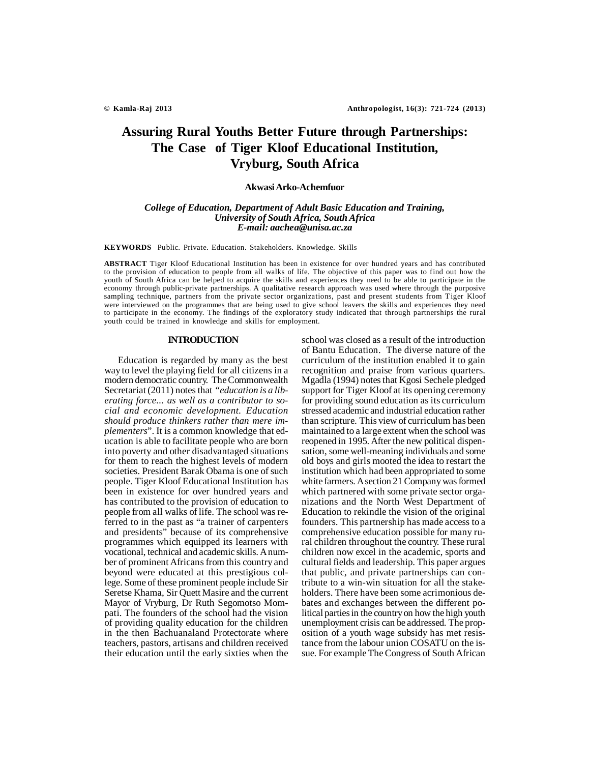# Assuring Rural Youths Better Future through Partnerships: The Case of Tiger Kloof Educational Institution, Vryburg, South Africa

**Akwasi Arko-Achemfuor**

***College of Education, Department of Adult Basic Education and Training, University of South Africa, South Africa***
***E-mail: aachea@unisa.ac.za***

**KEYWORDS** Public. Private. Education. Stakeholders. Knowledge. Skills

**ABSTRACT** Tiger Kloof Educational Institution has been in existence for over hundred years and has contributed to the provision of education to people from all walks of life. The objective of this paper was to find out how the youth of South Africa can be helped to acquire the skills and experiences they need to be able to participate in the economy through public-private partnerships. A qualitative research approach was used where through the purposive sampling technique, partners from the private sector organizations, past and present students from Tiger Kloof were interviewed on the programmes that are being used to give school leavers the skills and experiences they need to participate in the economy. The findings of the exploratory study indicated that through partnerships the rural youth could be trained in knowledge and skills for employment.

## INTRODUCTION

Education is regarded by many as the best way to level the playing field for all citizens in a modern democratic country. The Commonwealth Secretariat (2011) notes that *"education is a liberating force... as well as a contributor to social and economic development. Education should produce thinkers rather than mere implementers*". It is a common knowledge that education is able to facilitate people who are born into poverty and other disadvantaged situations for them to reach the highest levels of modern societies. President Barak Obama is one of such people. Tiger Kloof Educational Institution has been in existence for over hundred years and has contributed to the provision of education to people from all walks of life. The school was referred to in the past as "a trainer of carpenters and presidents" because of its comprehensive programmes which equipped its learners with vocational, technical and academic skills. A number of prominent Africans from this country and beyond were educated at this prestigious college. Some of these prominent people include Sir Seretse Khama, Sir Quett Masire and the current Mayor of Vryburg, Dr Ruth Segomotso Mompati. The founders of the school had the vision of providing quality education for the children in the then Bachuanaland Protectorate where teachers, pastors, artisans and children received their education until the early sixties when the school was closed as a result of the introduction of Bantu Education. The diverse nature of the curriculum of the institution enabled it to gain recognition and praise from various quarters. Mgadla (1994) notes that Kgosi Sechele pledged support for Tiger Kloof at its opening ceremony for providing sound education as its curriculum stressed academic and industrial education rather than scripture. This view of curriculum has been maintained to a large extent when the school was reopened in 1995. After the new political dispensation, some well-meaning individuals and some old boys and girls mooted the idea to restart the institution which had been appropriated to some white farmers. A section 21 Company was formed which partnered with some private sector organizations and the North West Department of Education to rekindle the vision of the original founders. This partnership has made access to a comprehensive education possible for many rural children throughout the country. These rural children now excel in the academic, sports and cultural fields and leadership. This paper argues that public, and private partnerships can contribute to a win-win situation for all the stakeholders. There have been some acrimonious debates and exchanges between the different political parties in the country on how the high youth unemployment crisis can be addressed. The proposition of a youth wage subsidy has met resistance from the labour union COSATU on the issue. For example The Congress of South African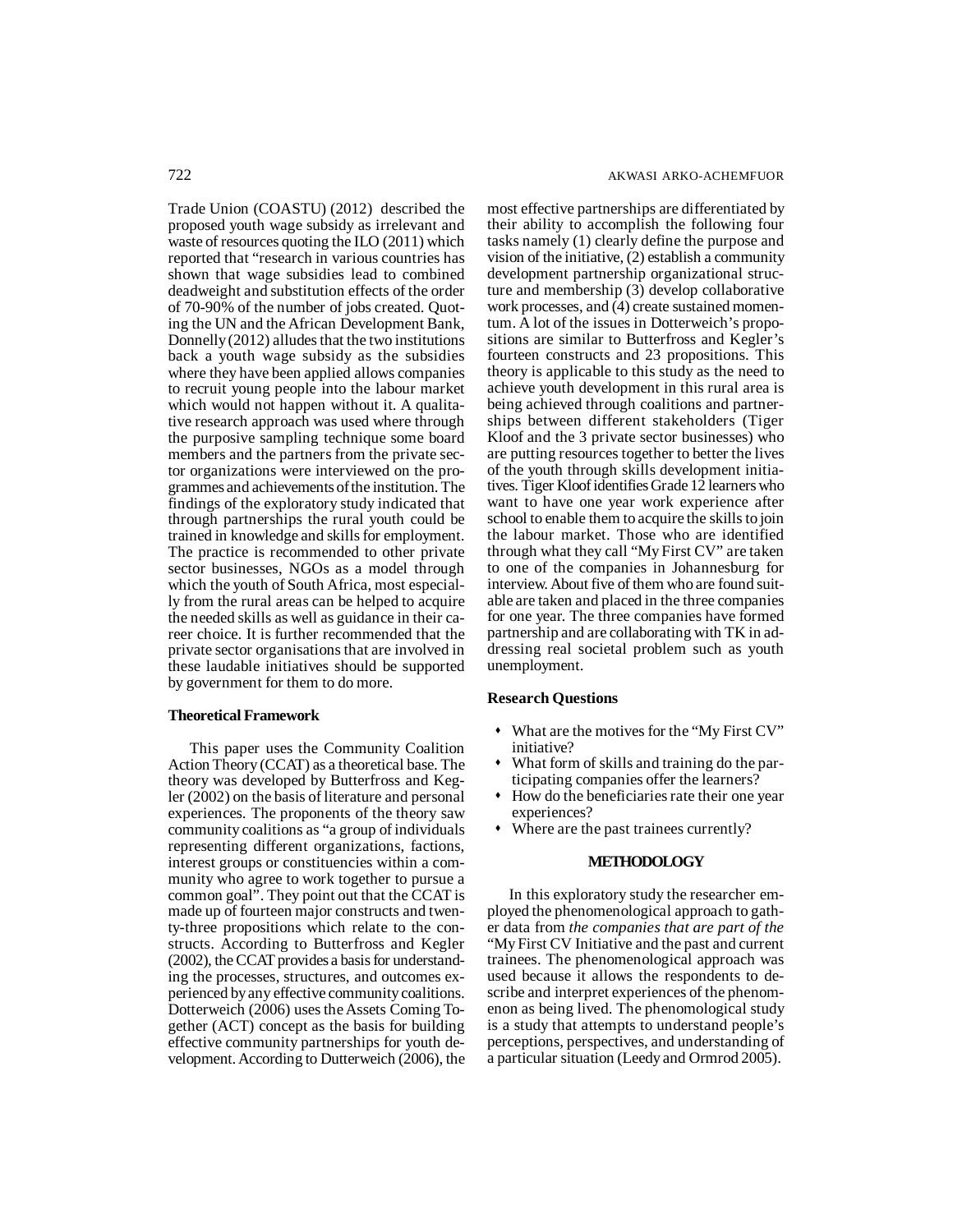Trade Union (COASTU) (2012) described the proposed youth wage subsidy as irrelevant and waste of resources quoting the ILO (2011) which reported that "research in various countries has shown that wage subsidies lead to combined deadweight and substitution effects of the order of 70-90% of the number of jobs created. Quoting the UN and the African Development Bank, Donnelly (2012) alludes that the two institutions back a youth wage subsidy as the subsidies where they have been applied allows companies to recruit young people into the labour market which would not happen without it. A qualitative research approach was used where through the purposive sampling technique some board members and the partners from the private sector organizations were interviewed on the programmes and achievements of the institution. The findings of the exploratory study indicated that through partnerships the rural youth could be trained in knowledge and skills for employment. The practice is recommended to other private sector businesses, NGOs as a model through which the youth of South Africa, most especially from the rural areas can be helped to acquire the needed skills as well as guidance in their career choice. It is further recommended that the private sector organisations that are involved in these laudable initiatives should be supported by government for them to do more.

**Theoretical Framework**

This paper uses the Community Coalition Action Theory (CCAT) as a theoretical base. The theory was developed by Butterfross and Kegler (2002) on the basis of literature and personal experiences. The proponents of the theory saw community coalitions as "a group of individuals representing different organizations, factions, interest groups or constituencies within a community who agree to work together to pursue a common goal". They point out that the CCAT is made up of fourteen major constructs and twenty-three propositions which relate to the constructs. According to Butterfross and Kegler (2002), the CCAT provides a basis for understanding the processes, structures, and outcomes experienced by any effective community coalitions. Dotterweich (2006) uses the Assets Coming Together (ACT) concept as the basis for building effective community partnerships for youth development. According to Dutterweich (2006), the most effective partnerships are differentiated by their ability to accomplish the following four tasks namely (1) clearly define the purpose and vision of the initiative, (2) establish a community development partnership organizational structure and membership (3) develop collaborative work processes, and (4) create sustained momentum. A lot of the issues in Dotterweich's propositions are similar to Butterfross and Kegler's fourteen constructs and 23 propositions. This theory is applicable to this study as the need to achieve youth development in this rural area is being achieved through coalitions and partnerships between different stakeholders (Tiger Kloof and the 3 private sector businesses) who are putting resources together to better the lives of the youth through skills development initiatives. Tiger Kloof identifies Grade 12 learners who want to have one year work experience after school to enable them to acquire the skills to join the labour market. Those who are identified through what they call "My First CV" are taken to one of the companies in Johannesburg for interview. About five of them who are found suitable are taken and placed in the three companies for one year. The three companies have formed partnership and are collaborating with TK in addressing real societal problem such as youth unemployment.

**Research Questions**

- What are the motives for the "My First CV" initiative?
- What form of skills and training do the participating companies offer the learners?
- How do the beneficiaries rate their one year experiences?
- Where are the past trainees currently?

## METHODOLOGY

In this exploratory study the researcher employed the phenomenological approach to gather data from *the companies that are part of the* "My First CV Initiative and the past and current trainees. The phenomenological approach was used because it allows the respondents to describe and interpret experiences of the phenomenon as being lived. The phenomological study is a study that attempts to understand people's perceptions, perspectives, and understanding of a particular situation (Leedy and Ormrod 2005).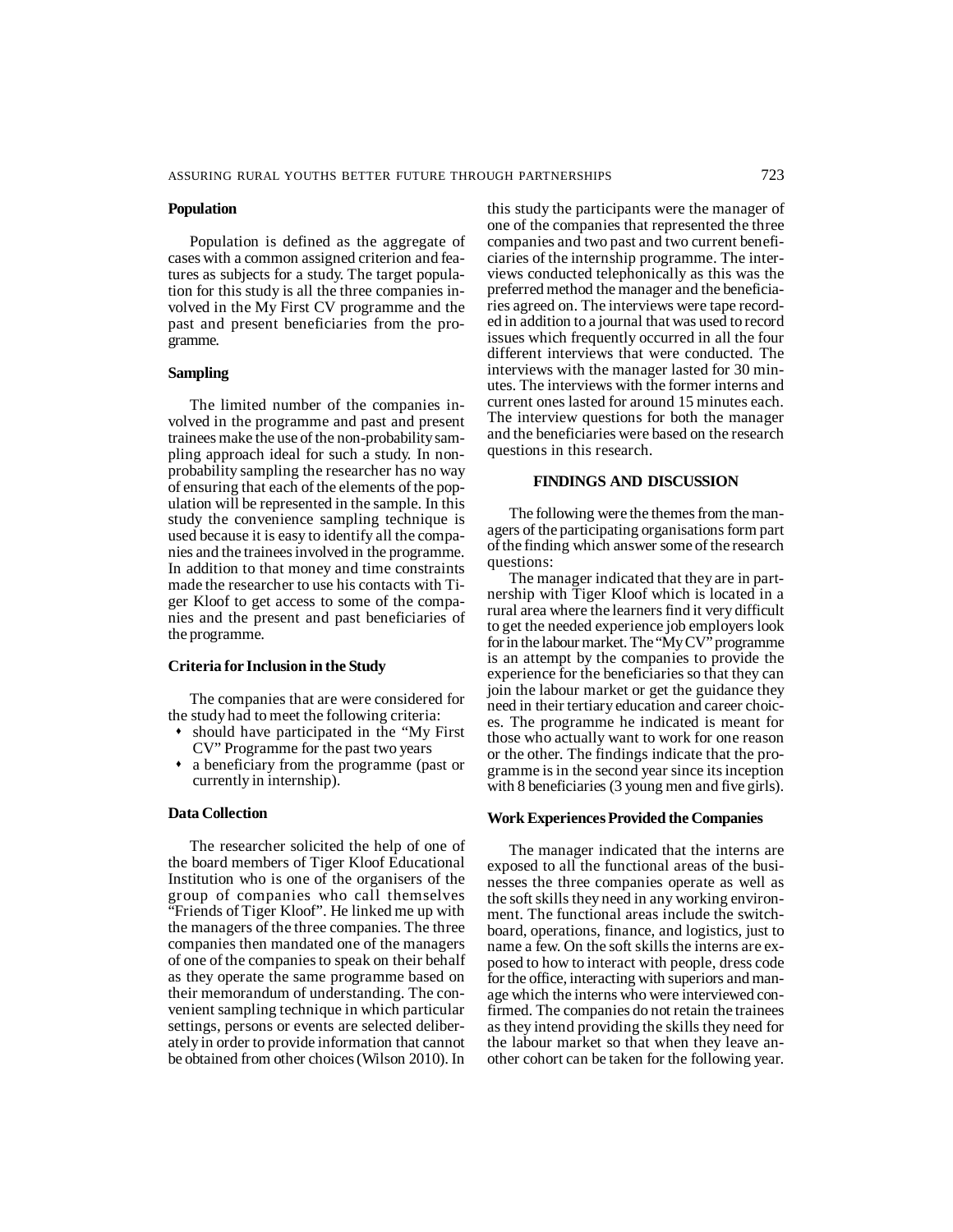### Population

Population is defined as the aggregate of cases with a common assigned criterion and features as subjects for a study. The target population for this study is all the three companies involved in the My First CV programme and the past and present beneficiaries from the programme.

### Sampling

The limited number of the companies involved in the programme and past and present trainees make the use of the non-probability sampling approach ideal for such a study. In non-probability sampling the researcher has no way of ensuring that each of the elements of the population will be represented in the sample. In this study the convenience sampling technique is used because it is easy to identify all the companies and the trainees involved in the programme. In addition to that money and time constraints made the researcher to use his contacts with Tiger Kloof to get access to some of the companies and the present and past beneficiaries of the programme.

### Criteria for Inclusion in the Study

The companies that are were considered for the study had to meet the following criteria:

- should have participated in the "My First CV" Programme for the past two years
- a beneficiary from the programme (past or currently in internship).

### Data Collection

The researcher solicited the help of one of the board members of Tiger Kloof Educational Institution who is one of the organisers of the group of companies who call themselves "Friends of Tiger Kloof". He linked me up with the managers of the three companies. The three companies then mandated one of the managers of one of the companies to speak on their behalf as they operate the same programme based on their memorandum of understanding. The convenient sampling technique in which particular settings, persons or events are selected deliberately in order to provide information that cannot be obtained from other choices (Wilson 2010). In this study the participants were the manager of one of the companies that represented the three companies and two past and two current beneficiaries of the internship programme. The interviews conducted telephonically as this was the preferred method the manager and the beneficiaries agreed on. The interviews were tape recorded in addition to a journal that was used to record issues which frequently occurred in all the four different interviews that were conducted. The interviews with the manager lasted for 30 minutes. The interviews with the former interns and current ones lasted for around 15 minutes each. The interview questions for both the manager and the beneficiaries were based on the research questions in this research.

## FINDINGS AND DISCUSSION

The following were the themes from the managers of the participating organisations form part of the finding which answer some of the research questions:

The manager indicated that they are in partnership with Tiger Kloof which is located in a rural area where the learners find it very difficult to get the needed experience job employers look for in the labour market. The "My CV" programme is an attempt by the companies to provide the experience for the beneficiaries so that they can join the labour market or get the guidance they need in their tertiary education and career choices. The programme he indicated is meant for those who actually want to work for one reason or the other. The findings indicate that the programme is in the second year since its inception with 8 beneficiaries (3 young men and five girls).

### Work Experiences Provided the Companies

The manager indicated that the interns are exposed to all the functional areas of the businesses the three companies operate as well as the soft skills they need in any working environment. The functional areas include the switchboard, operations, finance, and logistics, just to name a few. On the soft skills the interns are exposed to how to interact with people, dress code for the office, interacting with superiors and manage which the interns who were interviewed confirmed. The companies do not retain the trainees as they intend providing the skills they need for the labour market so that when they leave another cohort can be taken for the following year.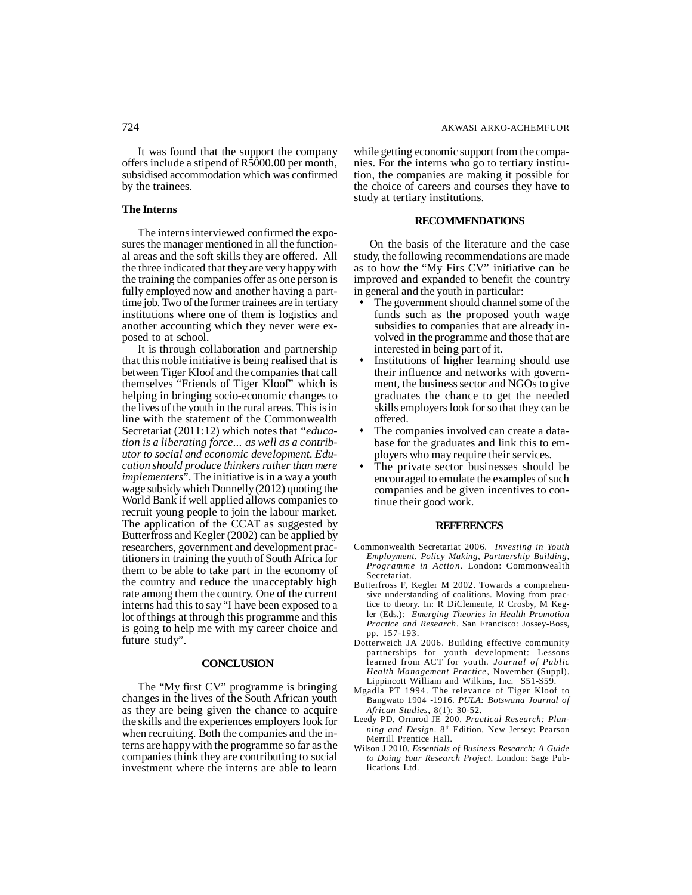It was found that the support the company offers include a stipend of R5000.00 per month, subsidised accommodation which was confirmed by the trainees.

### The Interns

The interns interviewed confirmed the exposures the manager mentioned in all the functional areas and the soft skills they are offered. All the three indicated that they are very happy with the training the companies offer as one person is fully employed now and another having a part-time job. Two of the former trainees are in tertiary institutions where one of them is logistics and another accounting which they never were exposed to at school.

It is through collaboration and partnership that this noble initiative is being realised that is between Tiger Kloof and the companies that call themselves "Friends of Tiger Kloof" which is helping in bringing socio-economic changes to the lives of the youth in the rural areas. This is in line with the statement of the Commonwealth Secretariat (2011:12) which notes that *"education is a liberating force... as well as a contributor to social and economic development. Education should produce thinkers rather than mere implementers*". The initiative is in a way a youth wage subsidy which Donnelly (2012) quoting the World Bank if well applied allows companies to recruit young people to join the labour market. The application of the CCAT as suggested by Butterfross and Kegler (2002) can be applied by researchers, government and development practitioners in training the youth of South Africa for them to be able to take part in the economy of the country and reduce the unacceptably high rate among them the country. One of the current interns had this to say "I have been exposed to a lot of things at through this programme and this is going to help me with my career choice and future study".

## CONCLUSION

The "My first CV" programme is bringing changes in the lives of the South African youth as they are being given the chance to acquire the skills and the experiences employers look for when recruiting. Both the companies and the interns are happy with the programme so far as the companies think they are contributing to social investment where the interns are able to learn while getting economic support from the companies. For the interns who go to tertiary institution, the companies are making it possible for the choice of careers and courses they have to study at tertiary institutions.

## RECOMMENDATIONS

On the basis of the literature and the case study, the following recommendations are made as to how the "My Firs CV" initiative can be improved and expanded to benefit the country in general and the youth in particular:

- The government should channel some of the funds such as the proposed youth wage subsidies to companies that are already involved in the programme and those that are interested in being part of it.
- Institutions of higher learning should use their influence and networks with government, the business sector and NGOs to give graduates the chance to get the needed skills employers look for so that they can be offered.
- The companies involved can create a database for the graduates and link this to employers who may require their services.
- The private sector businesses should be encouraged to emulate the examples of such companies and be given incentives to continue their good work.

## REFERENCES

Commonwealth Secretariat 2006. *Investing in Youth Employment. Policy Making, Partnership Building, Programme in Action*. London: Commonwealth Secretariat.

Butterfross F, Kegler M 2002. Towards a comprehensive understanding of coalitions. Moving from practice to theory. In: R DiClemente, R Crosby, M Kegler (Eds.): *Emerging Theories in Health Promotion Practice and Research*. San Francisco: Jossey-Boss, pp. 157-193.

Dotterweich JA 2006. Building effective community partnerships for youth development: Lessons learned from ACT for youth. *Journal of Public Health Management Practice*, November (Suppl). Lippincott William and Wilkins, Inc. S51-S59.

Mgadla PT 1994. The relevance of Tiger Kloof to Bangwato 1904 -1916. *PULA: Botswana Journal of African Studies*, 8(1): 30-52.

Leedy PD, Ormrod JE 200. *Practical Research: Planning and Design*. 8th Edition. New Jersey: Pearson Merrill Prentice Hall.

Wilson J 2010. *Essentials of Business Research: A Guide to Doing Your Research Project*. London: Sage Publications Ltd.